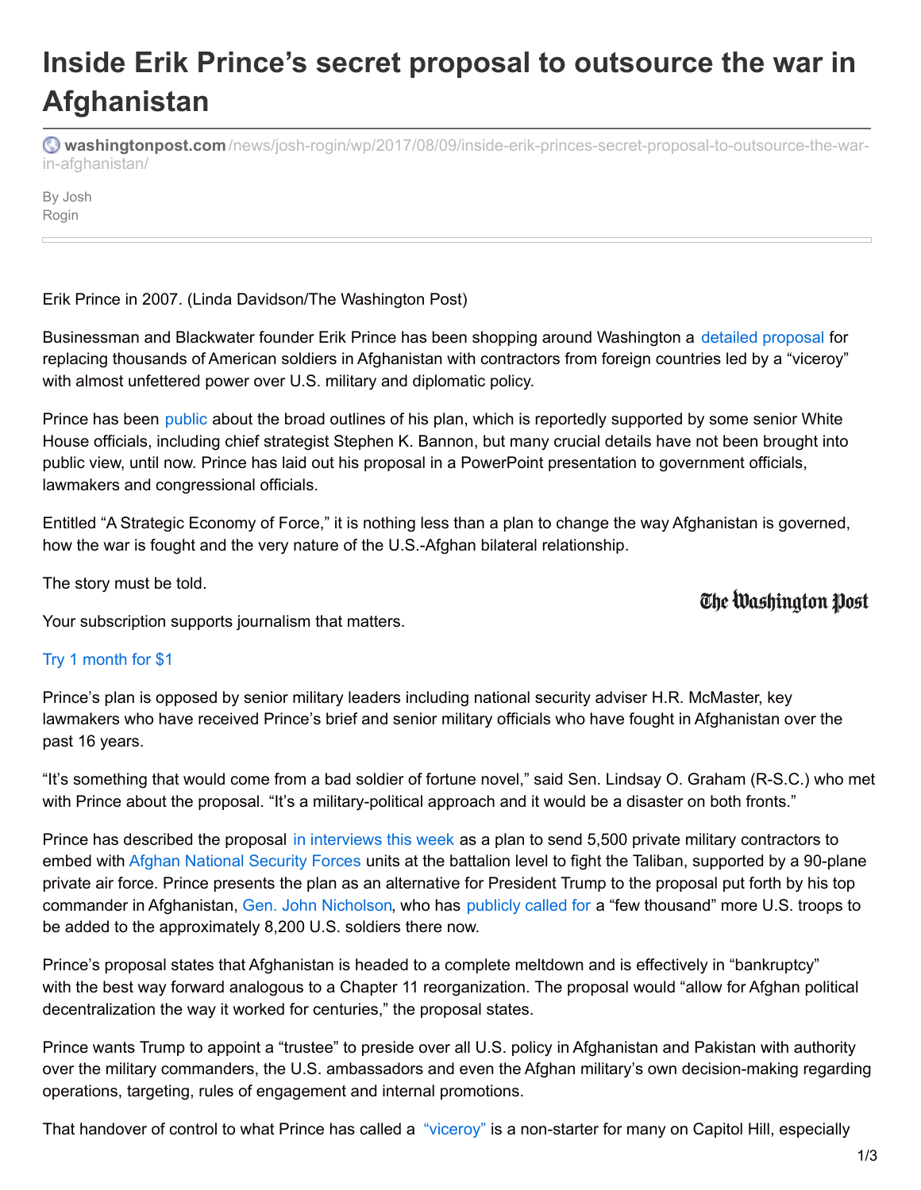# Inside Erik Prince's secret proposal to outsource the war in Afghanistan

washingtonpost.com/news/josh-rogin/wp/2017/08/09/inside-erik-princes-secret-proposal-to-outsource-the-war-in-afghanistan/

By Josh Rogin

Erik Prince in 2007. (Linda Davidson/The Washington Post)

Businessman and Blackwater founder Erik Prince has been shopping around Washington a detailed proposal for replacing thousands of American soldiers in Afghanistan with contractors from foreign countries led by a "viceroy" with almost unfettered power over U.S. military and diplomatic policy.

Prince has been public about the broad outlines of his plan, which is reportedly supported by some senior White House officials, including chief strategist Stephen K. Bannon, but many crucial details have not been brought into public view, until now. Prince has laid out his proposal in a PowerPoint presentation to government officials, lawmakers and congressional officials.

Entitled "A Strategic Economy of Force," it is nothing less than a plan to change the way Afghanistan is governed, how the war is fought and the very nature of the U.S.-Afghan bilateral relationship.

The story must be told.

Your subscription supports journalism that matters.

Try 1 month for $1

Prince's plan is opposed by senior military leaders including national security adviser H.R. McMaster, key lawmakers who have received Prince's brief and senior military officials who have fought in Afghanistan over the past 16 years.

"It's something that would come from a bad soldier of fortune novel," said Sen. Lindsay O. Graham (R-S.C.) who met with Prince about the proposal. "It's a military-political approach and it would be a disaster on both fronts."

Prince has described the proposal in interviews this week as a plan to send 5,500 private military contractors to embed with Afghan National Security Forces units at the battalion level to fight the Taliban, supported by a 90-plane private air force. Prince presents the plan as an alternative for President Trump to the proposal put forth by his top commander in Afghanistan, Gen. John Nicholson, who has publicly called for a "few thousand" more U.S. troops to be added to the approximately 8,200 U.S. soldiers there now.

Prince's proposal states that Afghanistan is headed to a complete meltdown and is effectively in "bankruptcy" with the best way forward analogous to a Chapter 11 reorganization. The proposal would "allow for Afghan political decentralization the way it worked for centuries," the proposal states.

Prince wants Trump to appoint a "trustee" to preside over all U.S. policy in Afghanistan and Pakistan with authority over the military commanders, the U.S. ambassadors and even the Afghan military's own decision-making regarding operations, targeting, rules of engagement and internal promotions.

That handover of control to what Prince has called a "viceroy" is a non-starter for many on Capitol Hill, especially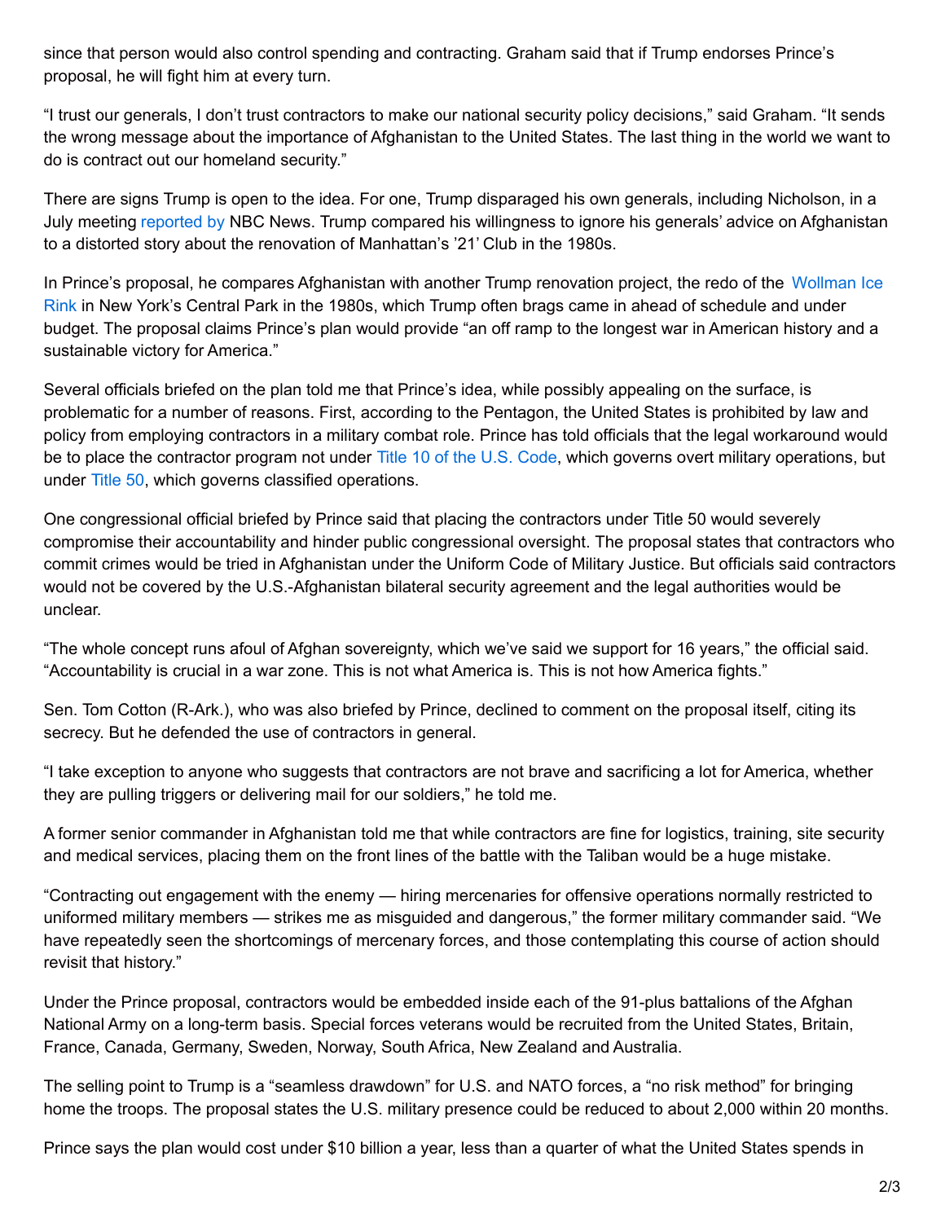since that person would also control spending and contracting. Graham said that if Trump endorses Prince's proposal, he will fight him at every turn.

"I trust our generals, I don't trust contractors to make our national security policy decisions," said Graham. "It sends the wrong message about the importance of Afghanistan to the United States. The last thing in the world we want to do is contract out our homeland security."

There are signs Trump is open to the idea. For one, Trump disparaged his own generals, including Nicholson, in a July meeting reported by NBC News. Trump compared his willingness to ignore his generals' advice on Afghanistan to a distorted story about the renovation of Manhattan's '21' Club in the 1980s.

In Prince's proposal, he compares Afghanistan with another Trump renovation project, the redo of the Wollman Ice Rink in New York's Central Park in the 1980s, which Trump often brags came in ahead of schedule and under budget. The proposal claims Prince's plan would provide "an off ramp to the longest war in American history and a sustainable victory for America."

Several officials briefed on the plan told me that Prince's idea, while possibly appealing on the surface, is problematic for a number of reasons. First, according to the Pentagon, the United States is prohibited by law and policy from employing contractors in a military combat role. Prince has told officials that the legal workaround would be to place the contractor program not under Title 10 of the U.S. Code, which governs overt military operations, but under Title 50, which governs classified operations.

One congressional official briefed by Prince said that placing the contractors under Title 50 would severely compromise their accountability and hinder public congressional oversight. The proposal states that contractors who commit crimes would be tried in Afghanistan under the Uniform Code of Military Justice. But officials said contractors would not be covered by the U.S.-Afghanistan bilateral security agreement and the legal authorities would be unclear.

"The whole concept runs afoul of Afghan sovereignty, which we've said we support for 16 years," the official said. "Accountability is crucial in a war zone. This is not what America is. This is not how America fights."

Sen. Tom Cotton (R-Ark.), who was also briefed by Prince, declined to comment on the proposal itself, citing its secrecy. But he defended the use of contractors in general.

"I take exception to anyone who suggests that contractors are not brave and sacrificing a lot for America, whether they are pulling triggers or delivering mail for our soldiers," he told me.

A former senior commander in Afghanistan told me that while contractors are fine for logistics, training, site security and medical services, placing them on the front lines of the battle with the Taliban would be a huge mistake.

"Contracting out engagement with the enemy — hiring mercenaries for offensive operations normally restricted to uniformed military members — strikes me as misguided and dangerous," the former military commander said. "We have repeatedly seen the shortcomings of mercenary forces, and those contemplating this course of action should revisit that history."

Under the Prince proposal, contractors would be embedded inside each of the 91-plus battalions of the Afghan National Army on a long-term basis. Special forces veterans would be recruited from the United States, Britain, France, Canada, Germany, Sweden, Norway, South Africa, New Zealand and Australia.

The selling point to Trump is a "seamless drawdown" for U.S. and NATO forces, a "no risk method" for bringing home the troops. The proposal states the U.S. military presence could be reduced to about 2,000 within 20 months.

Prince says the plan would cost under $10 billion a year, less than a quarter of what the United States spends in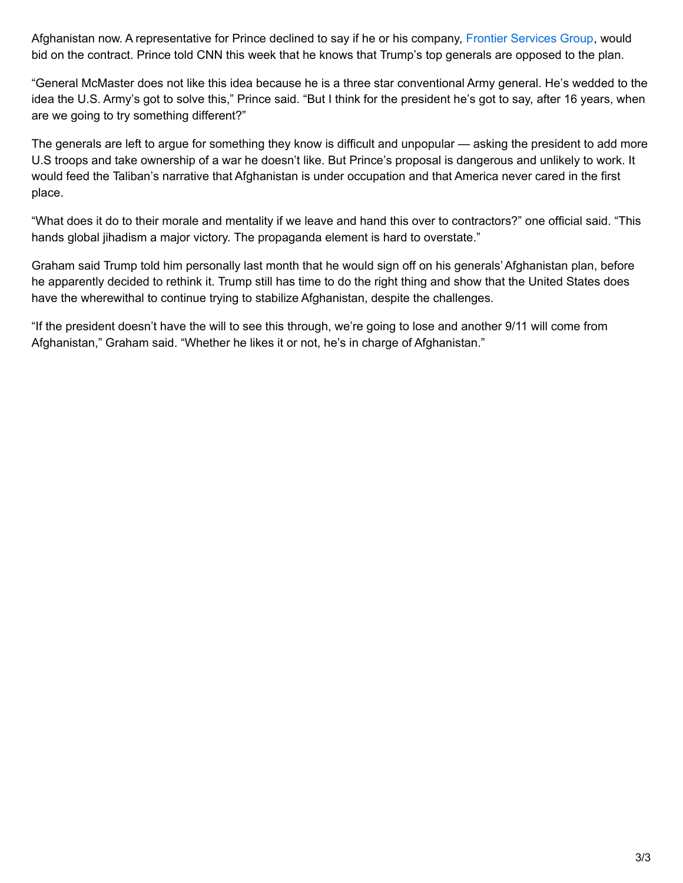Afghanistan now. A representative for Prince declined to say if he or his company, Frontier Services Group, would bid on the contract. Prince told CNN this week that he knows that Trump's top generals are opposed to the plan.

"General McMaster does not like this idea because he is a three star conventional Army general. He's wedded to the idea the U.S. Army's got to solve this," Prince said. "But I think for the president he's got to say, after 16 years, when are we going to try something different?"

The generals are left to argue for something they know is difficult and unpopular — asking the president to add more U.S troops and take ownership of a war he doesn't like. But Prince's proposal is dangerous and unlikely to work. It would feed the Taliban's narrative that Afghanistan is under occupation and that America never cared in the first place.

"What does it do to their morale and mentality if we leave and hand this over to contractors?" one official said. "This hands global jihadism a major victory. The propaganda element is hard to overstate."

Graham said Trump told him personally last month that he would sign off on his generals' Afghanistan plan, before he apparently decided to rethink it. Trump still has time to do the right thing and show that the United States does have the wherewithal to continue trying to stabilize Afghanistan, despite the challenges.

"If the president doesn't have the will to see this through, we're going to lose and another 9/11 will come from Afghanistan," Graham said. "Whether he likes it or not, he's in charge of Afghanistan."